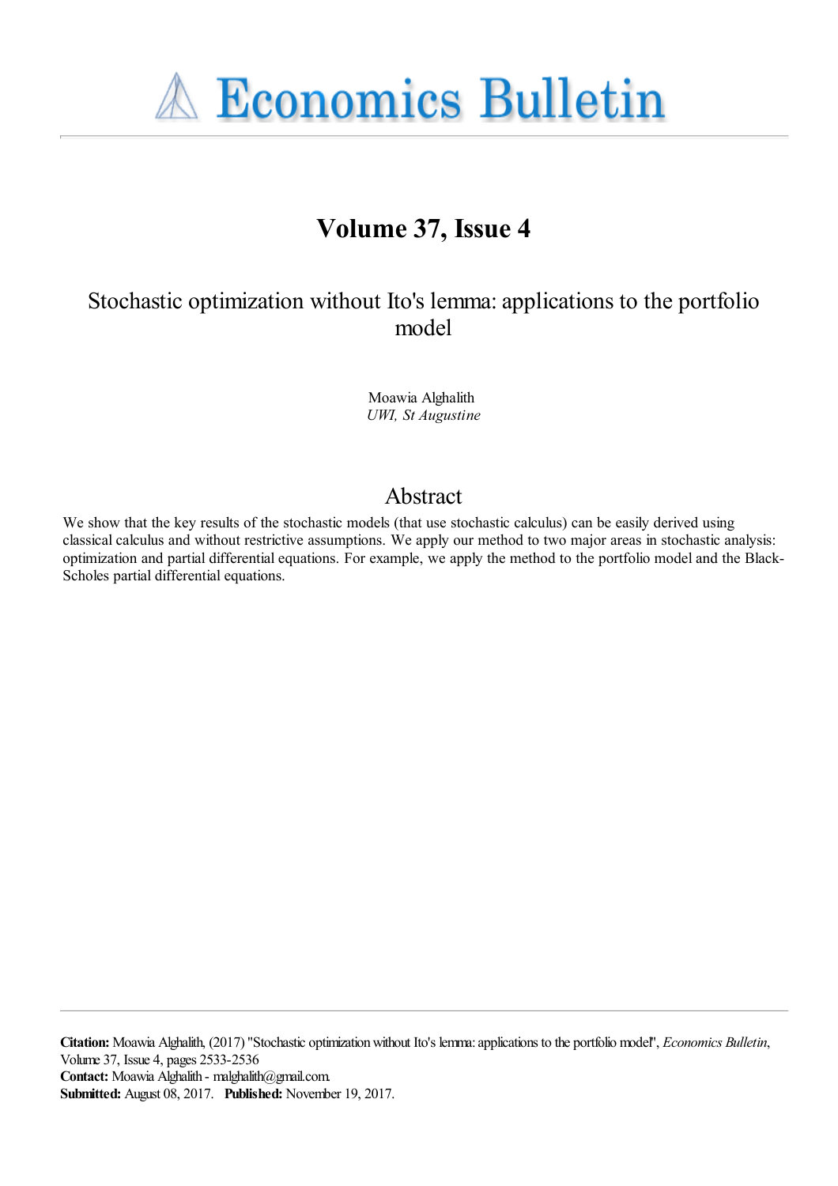# Economics Bulletin

## Volume 37, Issue 4

### Stochastic optimization without Ito's lemma: applications to the portfolio model

Moawia Alghalith
*UWI, St Augustine*

## Abstract

We show that the key results of the stochastic models (that use stochastic calculus) can be easily derived using classical calculus and without restrictive assumptions. We apply our method to two major areas in stochastic analysis: optimization and partial differential equations. For example, we apply the method to the portfolio model and the Black-Scholes partial differential equations.

**Citation:** Moawia Alghalith, (2017) "Stochastic optimization without Ito's lemma: applications to the portfolio model", *Economics Bulletin*, Volume 37, Issue 4, pages 2533-2536
**Contact:** Moawia Alghalith - malghalith@gmail.com.
**Submitted:** August 08, 2017. **Published:** November 19, 2017.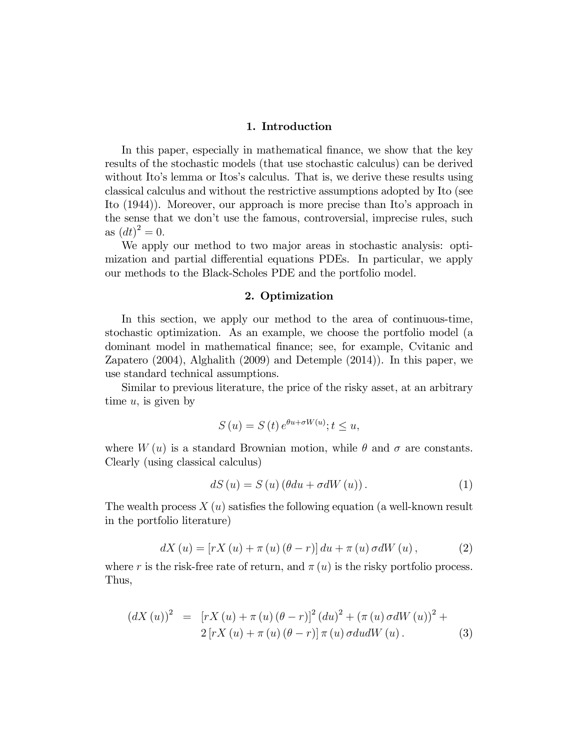## 1. Introduction

In this paper, especially in mathematical finance, we show that the key results of the stochastic models (that use stochastic calculus) can be derived without Ito's lemma or Itos's calculus. That is, we derive these results using classical calculus and without the restrictive assumptions adopted by Ito (see Ito (1944)). Moreover, our approach is more precise than Ito's approach in the sense that we don't use the famous, controversial, imprecise rules, such as $(dt)^2 = 0$.

We apply our method to two major areas in stochastic analysis: optimization and partial differential equations PDEs. In particular, we apply our methods to the Black-Scholes PDE and the portfolio model.

## 2. Optimization

In this section, we apply our method to the area of continuous-time, stochastic optimization. As an example, we choose the portfolio model (a dominant model in mathematical finance; see, for example, Cvitanic and Zapatero (2004), Alghalith (2009) and Detemple (2014)). In this paper, we use standard technical assumptions.

Similar to previous literature, the price of the risky asset, at an arbitrary time $u$, is given by

$$S(u) = S(t)\, e^{\theta u + \sigma W(u)}; t \leq u,$$

where $W(u)$ is a standard Brownian motion, while $\theta$ and $\sigma$ are constants. Clearly (using classical calculus)

$$dS(u) = S(u)\left(\theta du + \sigma dW(u)\right). \tag{1}$$

The wealth process $X(u)$ satisfies the following equation (a well-known result in the portfolio literature)

$$dX(u) = \left[rX(u) + \pi(u)(\theta - r)\right] du + \pi(u)\,\sigma dW(u), \tag{2}$$

where $r$ is the risk-free rate of return, and $\pi(u)$ is the risky portfolio process. Thus,

$$\begin{aligned}(dX(u))^2 &= \left[rX(u) + \pi(u)(\theta - r)\right]^2 (du)^2 + \left(\pi(u)\,\sigma dW(u)\right)^2 + \\ &\quad 2\left[rX(u) + \pi(u)(\theta - r)\right]\pi(u)\,\sigma du dW(u).\end{aligned} \tag{3}$$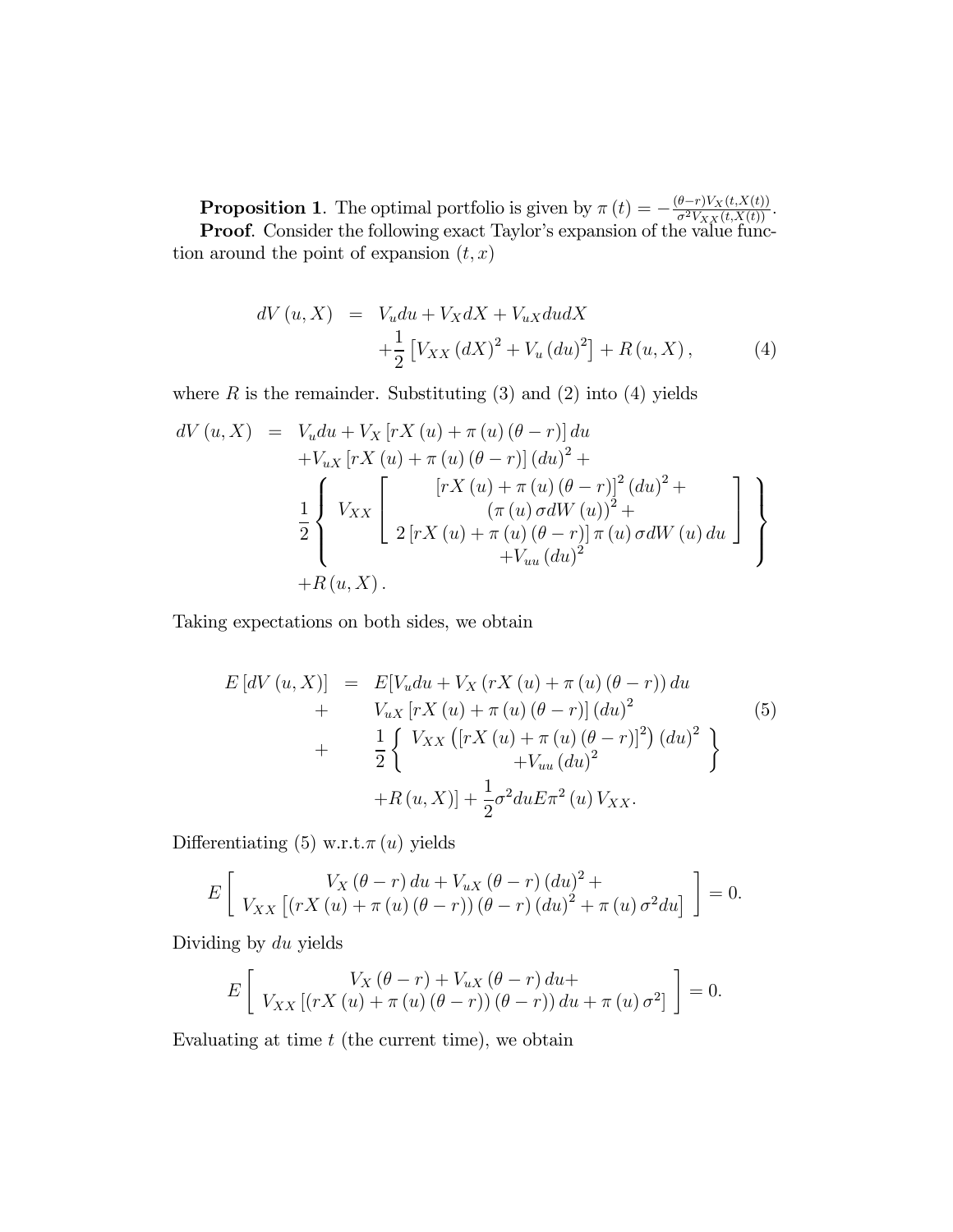**Proposition 1**. The optimal portfolio is given by $\pi(t) = -\frac{(\theta - r)V_X(t, X(t))}{\sigma^2 V_{XX}(t, X(t))}$.

**Proof**. Consider the following exact Taylor's expansion of the value function around the point of expansion $(t, x)$

$$
\begin{aligned}
dV(u, X) &= V_u du + V_X dX + V_{uX} du dX \\
&\quad + \frac{1}{2}\left[V_{XX}(dX)^2 + V_u (du)^2\right] + R(u, X), \qquad (4)
\end{aligned}
$$

where $R$ is the remainder. Substituting (3) and (2) into (4) yields

$$
\begin{aligned}
dV(u, X) &= V_u du + V_X \left[rX(u) + \pi(u)(\theta - r)\right] du \\
&\quad + V_{uX}\left[rX(u) + \pi(u)(\theta - r)\right](du)^2 + \\
&\quad \frac{1}{2}\left\{ \begin{array}{c} V_{XX}\left[ \begin{array}{c} \left[rX(u) + \pi(u)(\theta - r)\right]^2 (du)^2 + \\ (\pi(u)\sigma dW(u))^2 + \\ 2\left[rX(u) + \pi(u)(\theta - r)\right]\pi(u)\sigma dW(u)\, du \end{array} \right] \\ + V_{uu}(du)^2 \end{array} \right\} \\
&\quad + R(u, X).
\end{aligned}
$$

Taking expectations on both sides, we obtain

$$
\begin{aligned}
E\left[dV(u, X)\right] &= E[V_u du + V_X \left(rX(u) + \pi(u)(\theta - r)\right) du \\
&\quad + \quad V_{uX}\left[rX(u) + \pi(u)(\theta - r)\right](du)^2 \qquad (5) \\
&\quad + \quad \frac{1}{2}\left\{ \begin{array}{c} V_{XX}\left(\left[rX(u) + \pi(u)(\theta - r)\right]^2\right)(du)^2 \\ + V_{uu}(du)^2 \end{array} \right\} \\
&\quad + R(u, X)] + \frac{1}{2}\sigma^2 du E\pi^2(u) V_{XX}.
\end{aligned}
$$

Differentiating (5) w.r.t. $\pi(u)$ yields

$$
E\left[ \begin{array}{c} V_X(\theta - r) du + V_{uX}(\theta - r)(du)^2 + \\ V_{XX}\left[\left(rX(u) + \pi(u)(\theta - r)\right)(\theta - r)(du)^2 + \pi(u)\sigma^2 du\right] \end{array} \right] = 0.
$$

Dividing by $du$ yields

$$
E\left[ \begin{array}{c} V_X(\theta - r) + V_{uX}(\theta - r) du + \\ V_{XX}\left[\left(rX(u) + \pi(u)(\theta - r)\right)(\theta - r)\right) du + \pi(u)\sigma^2\right] \end{array} \right] = 0.
$$

Evaluating at time $t$ (the current time), we obtain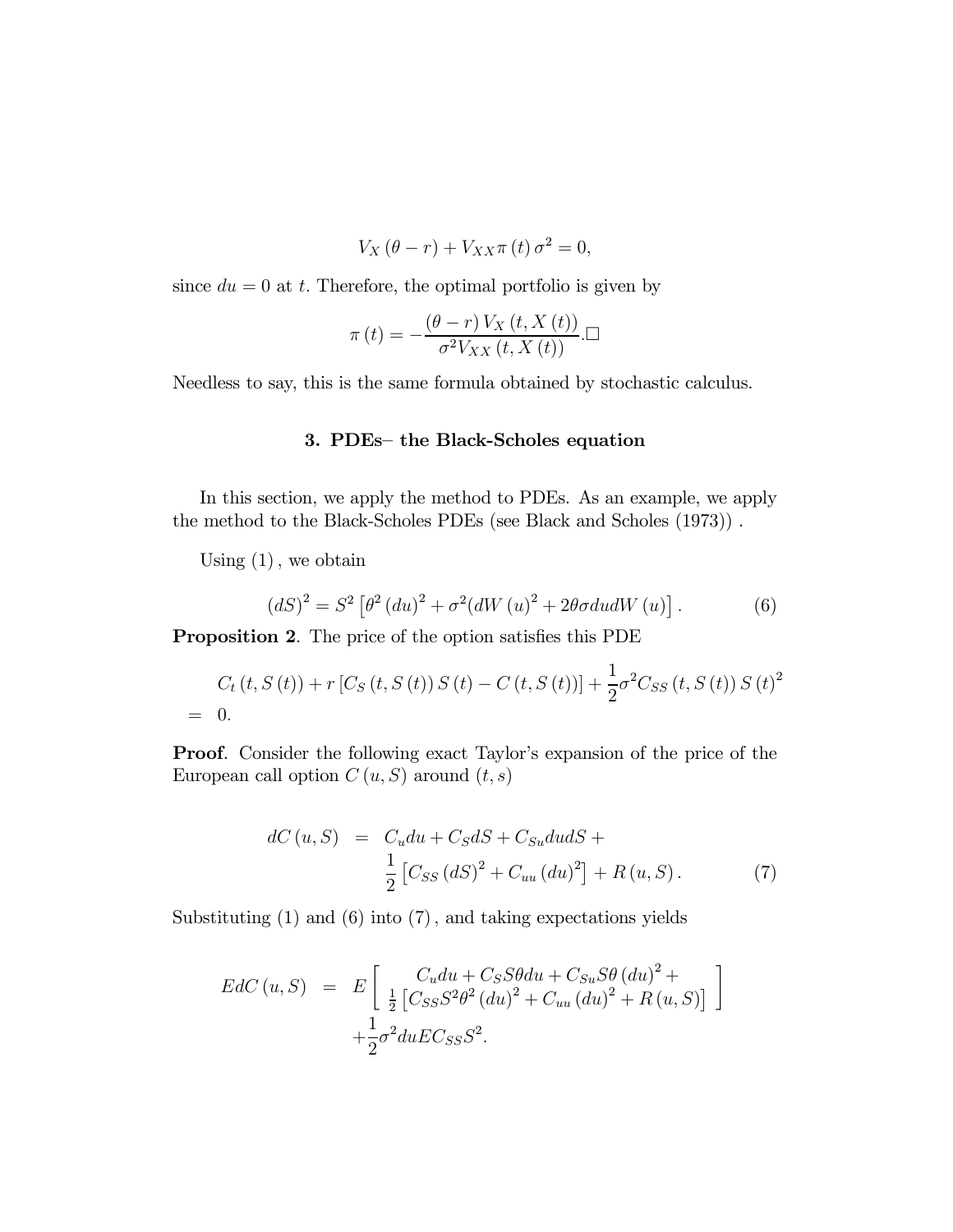$$V_X (\theta - r) + V_{XX} \pi (t) \sigma^2 = 0,$$

since $du = 0$ at $t$. Therefore, the optimal portfolio is given by

$$\pi (t) = -\frac{(\theta - r) V_X (t, X (t))}{\sigma^2 V_{XX} (t, X (t))}. \square$$

Needless to say, this is the same formula obtained by stochastic calculus.

### 3. PDEs– the Black-Scholes equation

In this section, we apply the method to PDEs. As an example, we apply the method to the Black-Scholes PDEs (see Black and Scholes (1973)) .

Using (1) , we obtain

$$(dS)^2 = S^2 \left[ \theta^2 (du)^2 + \sigma^2 (dW (u)^2 + 2\theta\sigma du dW (u) \right]. \tag{6}$$

**Proposition 2**. The price of the option satisfies this PDE

$$\begin{aligned} & C_t (t, S (t)) + r [C_S (t, S (t)) S (t) - C (t, S (t))] + \frac{1}{2} \sigma^2 C_{SS} (t, S (t)) S (t)^2 \\ = \ & 0. \end{aligned}$$

**Proof**. Consider the following exact Taylor's expansion of the price of the European call option $C (u, S)$ around $(t, s)$

$$\begin{aligned} dC (u, S) \ = \ & C_u du + C_S dS + C_{Su} du dS + \\ & \frac{1}{2} \left[ C_{SS} (dS)^2 + C_{uu} (du)^2 \right] + R (u, S). \end{aligned} \tag{7}$$

Substituting (1) and (6) into (7) , and taking expectations yields

$$\begin{aligned} EdC (u, S) \ = \ & E \left[ \begin{array}{c} C_u du + C_S S \theta du + C_{Su} S \theta (du)^2 + \\ \frac{1}{2} \left[ C_{SS} S^2 \theta^2 (du)^2 + C_{uu} (du)^2 + R (u, S) \right] \end{array} \right] \\ & + \frac{1}{2} \sigma^2 du E C_{SS} S^2. \end{aligned}$$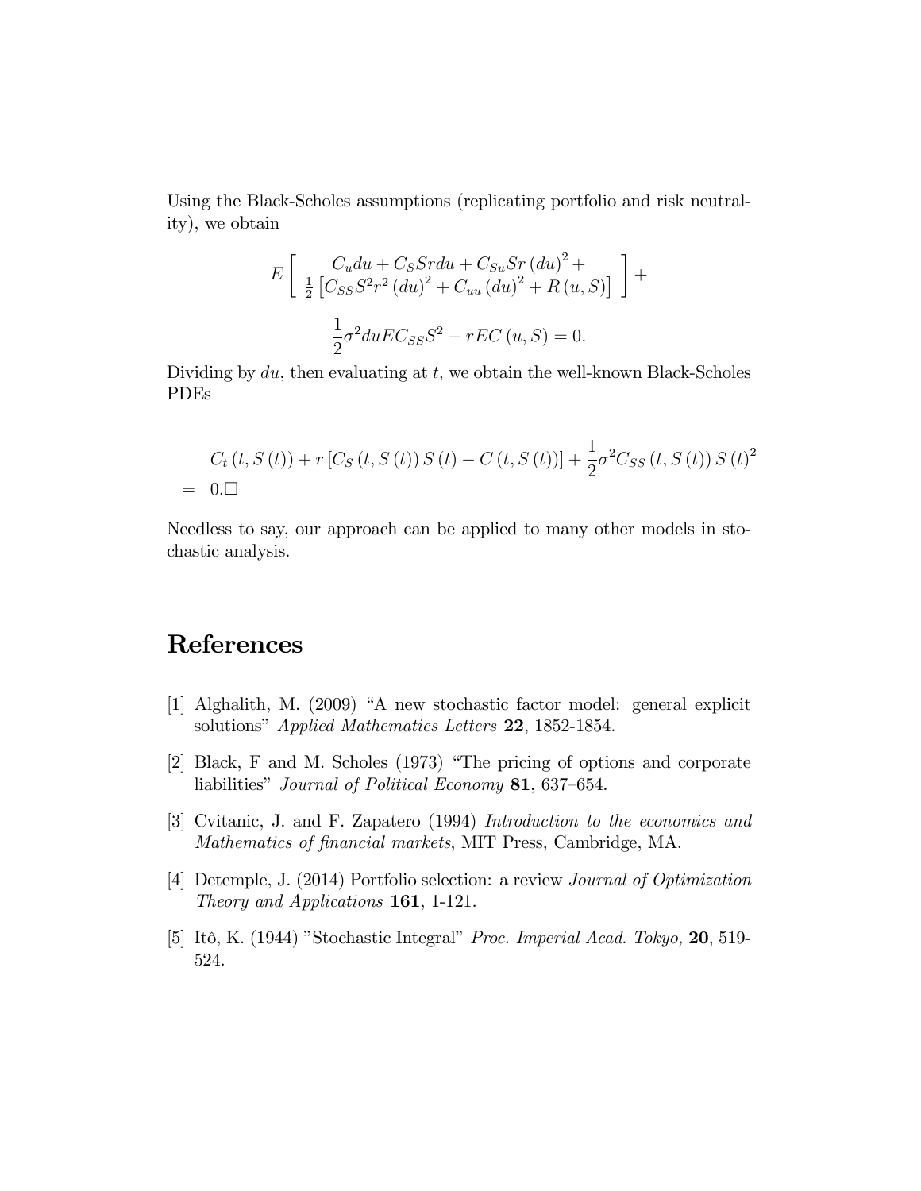Using the Black-Scholes assumptions (replicating portfolio and risk neutrality), we obtain

$$E\left[\begin{array}{c} C_u du + C_S S r du + C_{Su} S r \left(du\right)^2 + \\ \frac{1}{2}\left[C_{SS} S^2 r^2 \left(du\right)^2 + C_{uu}\left(du\right)^2 + R\left(u, S\right)\right] \end{array}\right] +$$

$$\frac{1}{2}\sigma^2 du E C_{SS} S^2 - r E C\left(u, S\right) = 0.$$

Dividing by $du$, then evaluating at $t$, we obtain the well-known Black-Scholes PDEs

$$\begin{aligned} & C_t\left(t, S\left(t\right)\right) + r\left[C_S\left(t, S\left(t\right)\right) S\left(t\right) - C\left(t, S\left(t\right)\right)\right] + \frac{1}{2}\sigma^2 C_{SS}\left(t, S\left(t\right)\right) S\left(t\right)^2 \\ = \ & 0. \square \end{aligned}$$

Needless to say, our approach can be applied to many other models in stochastic analysis.

# References

[1] Alghalith, M. (2009) "A new stochastic factor model: general explicit solutions" *Applied Mathematics Letters* **22**, 1852-1854.

[2] Black, F and M. Scholes (1973) "The pricing of options and corporate liabilities" *Journal of Political Economy* **81**, 637–654.

[3] Cvitanic, J. and F. Zapatero (1994) *Introduction to the economics and Mathematics of financial markets*, MIT Press, Cambridge, MA.

[4] Detemple, J. (2014) Portfolio selection: a review *Journal of Optimization Theory and Applications* **161**, 1-121.

[5] Itô, K. (1944) "Stochastic Integral" *Proc. Imperial Acad. Tokyo,* **20**, 519-524.